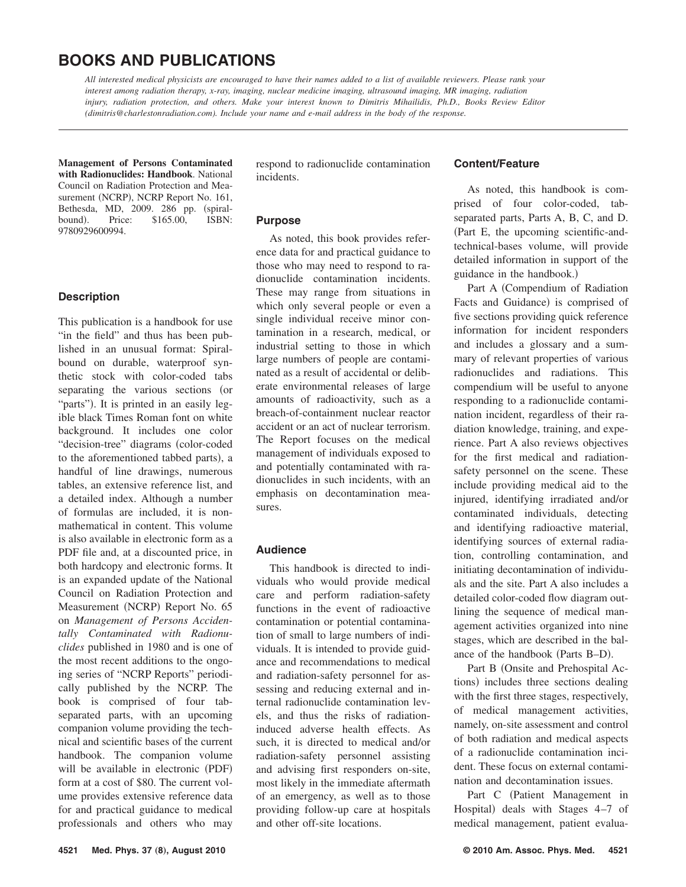# BOOKS AND PUBLICATIONS

*All interested medical physicists are encouraged to have their names added to a list of available reviewers. Please rank your interest among radiation therapy, x-ray, imaging, nuclear medicine imaging, ultrasound imaging, MR imaging, radiation injury, radiation protection, and others. Make your interest known to Dimitris Mihailidis, Ph.D., Books Review Editor (dimitris@charlestonradiation.com). Include your name and e-mail address in the body of the response.*

**Management of Persons Contaminated with Radionuclides: Handbook**. National Council on Radiation Protection and Measurement (NCRP), NCRP Report No. 161, Bethesda, MD, 2009. 286 pp. (spiral-bound). Price: $165.00, ISBN: 9780929600994.

## Description

This publication is a handbook for use "in the field" and thus has been published in an unusual format: Spiral-bound on durable, waterproof synthetic stock with color-coded tabs separating the various sections (or "parts"). It is printed in an easily legible black Times Roman font on white background. It includes one color "decision-tree" diagrams (color-coded to the aforementioned tabbed parts), a handful of line drawings, numerous tables, an extensive reference list, and a detailed index. Although a number of formulas are included, it is non-mathematical in content. This volume is also available in electronic form as a PDF file and, at a discounted price, in both hardcopy and electronic forms. It is an expanded update of the National Council on Radiation Protection and Measurement (NCRP) Report No. 65 on *Management of Persons Accidentally Contaminated with Radionuclides* published in 1980 and is one of the most recent additions to the ongoing series of "NCRP Reports" periodically published by the NCRP. The book is comprised of four tab-separated parts, with an upcoming companion volume providing the technical and scientific bases of the current handbook. The companion volume will be available in electronic (PDF) form at a cost of $80. The current volume provides extensive reference data for and practical guidance to medical professionals and others who may respond to radionuclide contamination incidents.

## Purpose

As noted, this book provides reference data for and practical guidance to those who may need to respond to radionuclide contamination incidents. These may range from situations in which only several people or even a single individual receive minor contamination in a research, medical, or industrial setting to those in which large numbers of people are contaminated as a result of accidental or deliberate environmental releases of large amounts of radioactivity, such as a breach-of-containment nuclear reactor accident or an act of nuclear terrorism. The Report focuses on the medical management of individuals exposed to and potentially contaminated with radionuclides in such incidents, with an emphasis on decontamination measures.

## Audience

This handbook is directed to individuals who would provide medical care and perform radiation-safety functions in the event of radioactive contamination or potential contamination of small to large numbers of individuals. It is intended to provide guidance and recommendations to medical and radiation-safety personnel for assessing and reducing external and internal radionuclide contamination levels, and thus the risks of radiation-induced adverse health effects. As such, it is directed to medical and/or radiation-safety personnel assisting and advising first responders on-site, most likely in the immediate aftermath of an emergency, as well as to those providing follow-up care at hospitals and other off-site locations.

## Content/Feature

As noted, this handbook is comprised of four color-coded, tab-separated parts, Parts A, B, C, and D. (Part E, the upcoming scientific-and-technical-bases volume, will provide detailed information in support of the guidance in the handbook.)

Part A (Compendium of Radiation Facts and Guidance) is comprised of five sections providing quick reference information for incident responders and includes a glossary and a summary of relevant properties of various radionuclides and radiations. This compendium will be useful to anyone responding to a radionuclide contamination incident, regardless of their radiation knowledge, training, and experience. Part A also reviews objectives for the first medical and radiation-safety personnel on the scene. These include providing medical aid to the injured, identifying irradiated and/or contaminated individuals, detecting and identifying radioactive material, identifying sources of external radiation, controlling contamination, and initiating decontamination of individuals and the site. Part A also includes a detailed color-coded flow diagram outlining the sequence of medical management activities organized into nine stages, which are described in the balance of the handbook (Parts B–D).

Part B (Onsite and Prehospital Actions) includes three sections dealing with the first three stages, respectively, of medical management activities, namely, on-site assessment and control of both radiation and medical aspects of a radionuclide contamination incident. These focus on external contamination and decontamination issues.

Part C (Patient Management in Hospital) deals with Stages 4–7 of medical management, patient evalua-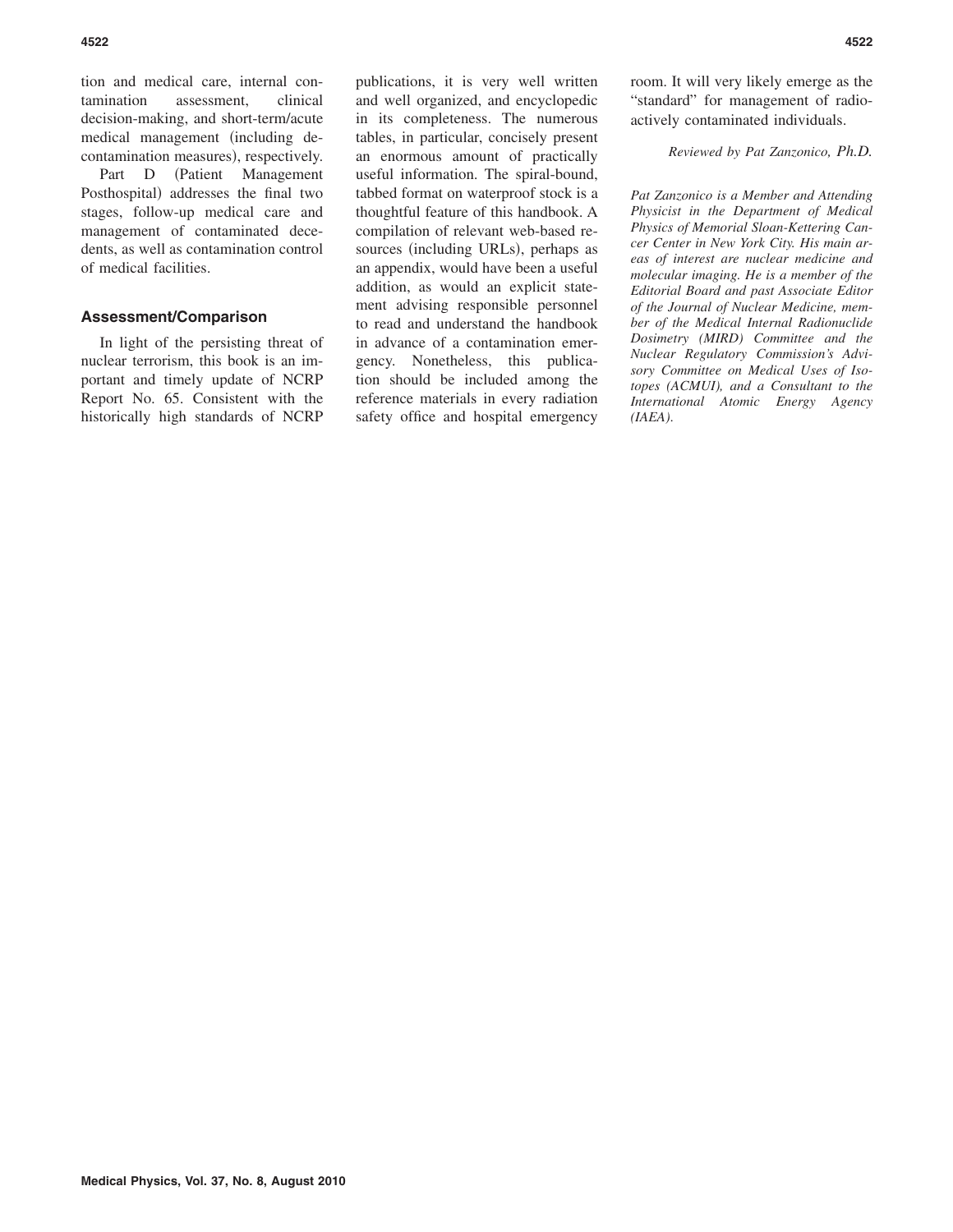tion and medical care, internal contamination assessment, clinical decision-making, and short-term/acute medical management (including decontamination measures), respectively.

Part D (Patient Management Posthospital) addresses the final two stages, follow-up medical care and management of contaminated decedents, as well as contamination control of medical facilities.

### Assessment/Comparison

In light of the persisting threat of nuclear terrorism, this book is an important and timely update of NCRP Report No. 65. Consistent with the historically high standards of NCRP publications, it is very well written and well organized, and encyclopedic in its completeness. The numerous tables, in particular, concisely present an enormous amount of practically useful information. The spiral-bound, tabbed format on waterproof stock is a thoughtful feature of this handbook. A compilation of relevant web-based resources (including URLs), perhaps as an appendix, would have been a useful addition, as would an explicit statement advising responsible personnel to read and understand the handbook in advance of a contamination emergency. Nonetheless, this publication should be included among the reference materials in every radiation safety office and hospital emergency room. It will very likely emerge as the "standard" for management of radioactively contaminated individuals.

*Reviewed by Pat Zanzonico, Ph.D.*

*Pat Zanzonico is a Member and Attending Physicist in the Department of Medical Physics of Memorial Sloan-Kettering Cancer Center in New York City. His main areas of interest are nuclear medicine and molecular imaging. He is a member of the Editorial Board and past Associate Editor of the Journal of Nuclear Medicine, member of the Medical Internal Radionuclide Dosimetry (MIRD) Committee and the Nuclear Regulatory Commission's Advisory Committee on Medical Uses of Isotopes (ACMUI), and a Consultant to the International Atomic Energy Agency (IAEA).*